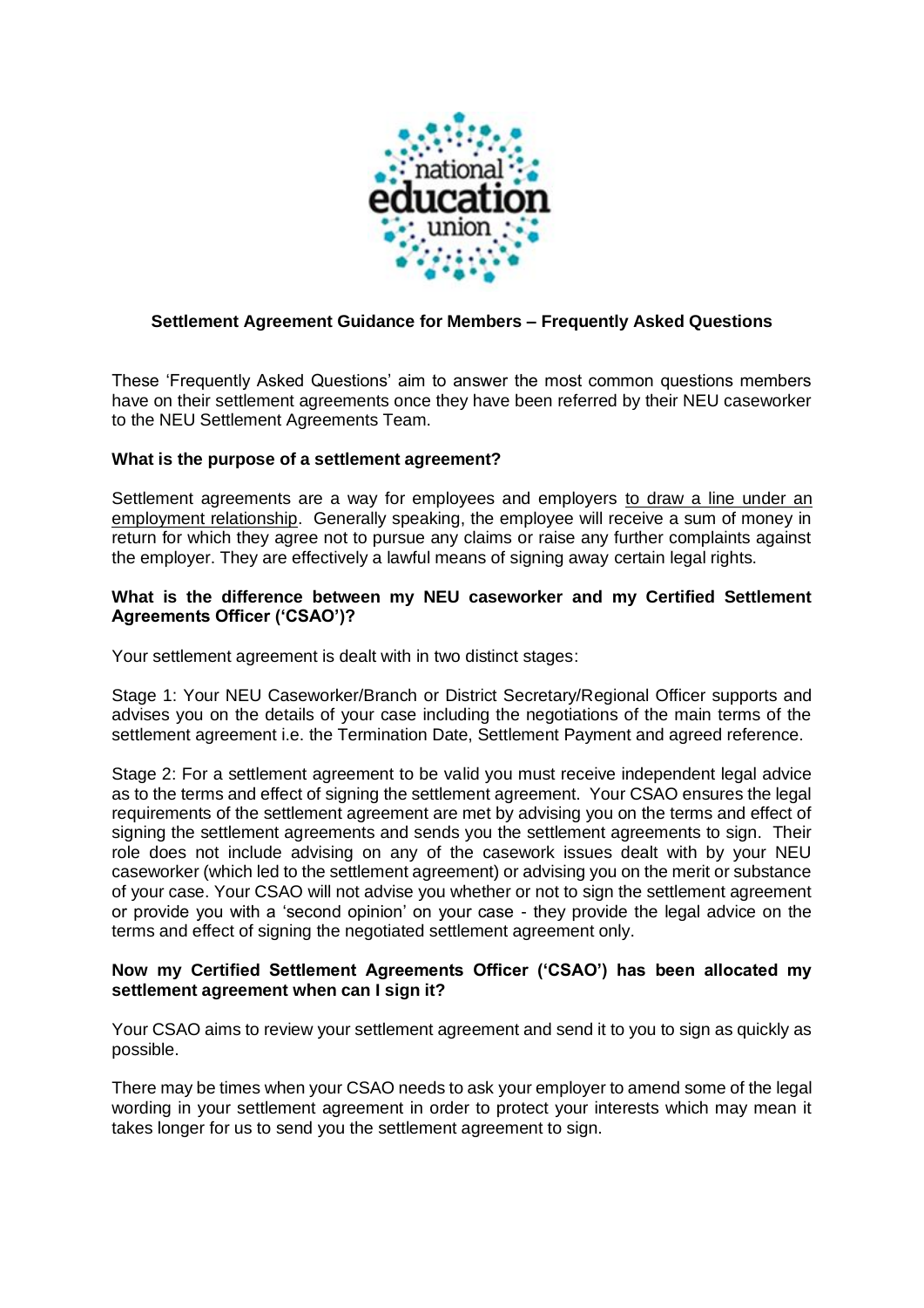# Settlement Agreement Guidance for Members – Frequently Asked Questions

These 'Frequently Asked Questions' aim to answer the most common questions members have on their settlement agreements once they have been referred by their NEU caseworker to the NEU Settlement Agreements Team.

## What is the purpose of a settlement agreement?

Settlement agreements are a way for employees and employers to draw a line under an employment relationship. Generally speaking, the employee will receive a sum of money in return for which they agree not to pursue any claims or raise any further complaints against the employer. They are effectively a lawful means of signing away certain legal rights.

## What is the difference between my NEU caseworker and my Certified Settlement Agreements Officer ('CSAO')?

Your settlement agreement is dealt with in two distinct stages:

Stage 1: Your NEU Caseworker/Branch or District Secretary/Regional Officer supports and advises you on the details of your case including the negotiations of the main terms of the settlement agreement i.e. the Termination Date, Settlement Payment and agreed reference.

Stage 2: For a settlement agreement to be valid you must receive independent legal advice as to the terms and effect of signing the settlement agreement. Your CSAO ensures the legal requirements of the settlement agreement are met by advising you on the terms and effect of signing the settlement agreements and sends you the settlement agreements to sign. Their role does not include advising on any of the casework issues dealt with by your NEU caseworker (which led to the settlement agreement) or advising you on the merit or substance of your case. Your CSAO will not advise you whether or not to sign the settlement agreement or provide you with a 'second opinion' on your case - they provide the legal advice on the terms and effect of signing the negotiated settlement agreement only.

## Now my Certified Settlement Agreements Officer ('CSAO') has been allocated my settlement agreement when can I sign it?

Your CSAO aims to review your settlement agreement and send it to you to sign as quickly as possible.

There may be times when your CSAO needs to ask your employer to amend some of the legal wording in your settlement agreement in order to protect your interests which may mean it takes longer for us to send you the settlement agreement to sign.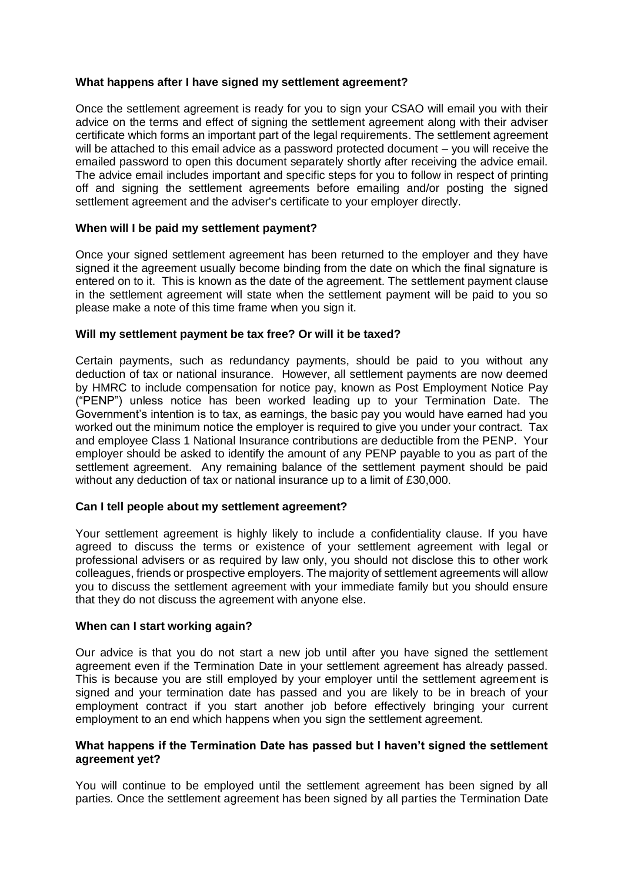**What happens after I have signed my settlement agreement?**

Once the settlement agreement is ready for you to sign your CSAO will email you with their advice on the terms and effect of signing the settlement agreement along with their adviser certificate which forms an important part of the legal requirements. The settlement agreement will be attached to this email advice as a password protected document – you will receive the emailed password to open this document separately shortly after receiving the advice email. The advice email includes important and specific steps for you to follow in respect of printing off and signing the settlement agreements before emailing and/or posting the signed settlement agreement and the adviser's certificate to your employer directly.

**When will I be paid my settlement payment?**

Once your signed settlement agreement has been returned to the employer and they have signed it the agreement usually become binding from the date on which the final signature is entered on to it. This is known as the date of the agreement. The settlement payment clause in the settlement agreement will state when the settlement payment will be paid to you so please make a note of this time frame when you sign it.

**Will my settlement payment be tax free? Or will it be taxed?**

Certain payments, such as redundancy payments, should be paid to you without any deduction of tax or national insurance. However, all settlement payments are now deemed by HMRC to include compensation for notice pay, known as Post Employment Notice Pay ("PENP") unless notice has been worked leading up to your Termination Date. The Government's intention is to tax, as earnings, the basic pay you would have earned had you worked out the minimum notice the employer is required to give you under your contract. Tax and employee Class 1 National Insurance contributions are deductible from the PENP. Your employer should be asked to identify the amount of any PENP payable to you as part of the settlement agreement. Any remaining balance of the settlement payment should be paid without any deduction of tax or national insurance up to a limit of £30,000.

**Can I tell people about my settlement agreement?**

Your settlement agreement is highly likely to include a confidentiality clause. If you have agreed to discuss the terms or existence of your settlement agreement with legal or professional advisers or as required by law only, you should not disclose this to other work colleagues, friends or prospective employers. The majority of settlement agreements will allow you to discuss the settlement agreement with your immediate family but you should ensure that they do not discuss the agreement with anyone else.

**When can I start working again?**

Our advice is that you do not start a new job until after you have signed the settlement agreement even if the Termination Date in your settlement agreement has already passed. This is because you are still employed by your employer until the settlement agreement is signed and your termination date has passed and you are likely to be in breach of your employment contract if you start another job before effectively bringing your current employment to an end which happens when you sign the settlement agreement.

**What happens if the Termination Date has passed but I haven't signed the settlement agreement yet?**

You will continue to be employed until the settlement agreement has been signed by all parties. Once the settlement agreement has been signed by all parties the Termination Date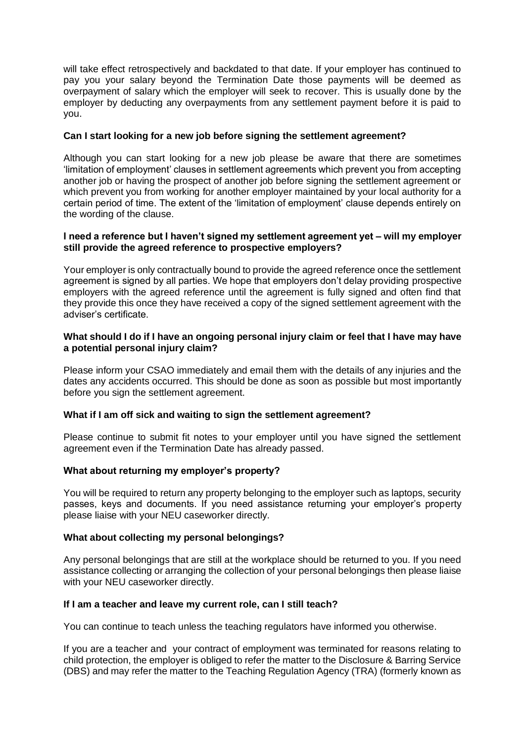will take effect retrospectively and backdated to that date. If your employer has continued to pay you your salary beyond the Termination Date those payments will be deemed as overpayment of salary which the employer will seek to recover. This is usually done by the employer by deducting any overpayments from any settlement payment before it is paid to you.

**Can I start looking for a new job before signing the settlement agreement?**

Although you can start looking for a new job please be aware that there are sometimes 'limitation of employment' clauses in settlement agreements which prevent you from accepting another job or having the prospect of another job before signing the settlement agreement or which prevent you from working for another employer maintained by your local authority for a certain period of time. The extent of the 'limitation of employment' clause depends entirely on the wording of the clause.

**I need a reference but I haven't signed my settlement agreement yet – will my employer still provide the agreed reference to prospective employers?**

Your employer is only contractually bound to provide the agreed reference once the settlement agreement is signed by all parties. We hope that employers don't delay providing prospective employers with the agreed reference until the agreement is fully signed and often find that they provide this once they have received a copy of the signed settlement agreement with the adviser's certificate.

**What should I do if I have an ongoing personal injury claim or feel that I have may have a potential personal injury claim?**

Please inform your CSAO immediately and email them with the details of any injuries and the dates any accidents occurred. This should be done as soon as possible but most importantly before you sign the settlement agreement.

**What if I am off sick and waiting to sign the settlement agreement?**

Please continue to submit fit notes to your employer until you have signed the settlement agreement even if the Termination Date has already passed.

**What about returning my employer's property?**

You will be required to return any property belonging to the employer such as laptops, security passes, keys and documents. If you need assistance returning your employer's property please liaise with your NEU caseworker directly.

**What about collecting my personal belongings?**

Any personal belongings that are still at the workplace should be returned to you. If you need assistance collecting or arranging the collection of your personal belongings then please liaise with your NEU caseworker directly.

**If I am a teacher and leave my current role, can I still teach?**

You can continue to teach unless the teaching regulators have informed you otherwise.

If you are a teacher and your contract of employment was terminated for reasons relating to child protection, the employer is obliged to refer the matter to the Disclosure & Barring Service (DBS) and may refer the matter to the Teaching Regulation Agency (TRA) (formerly known as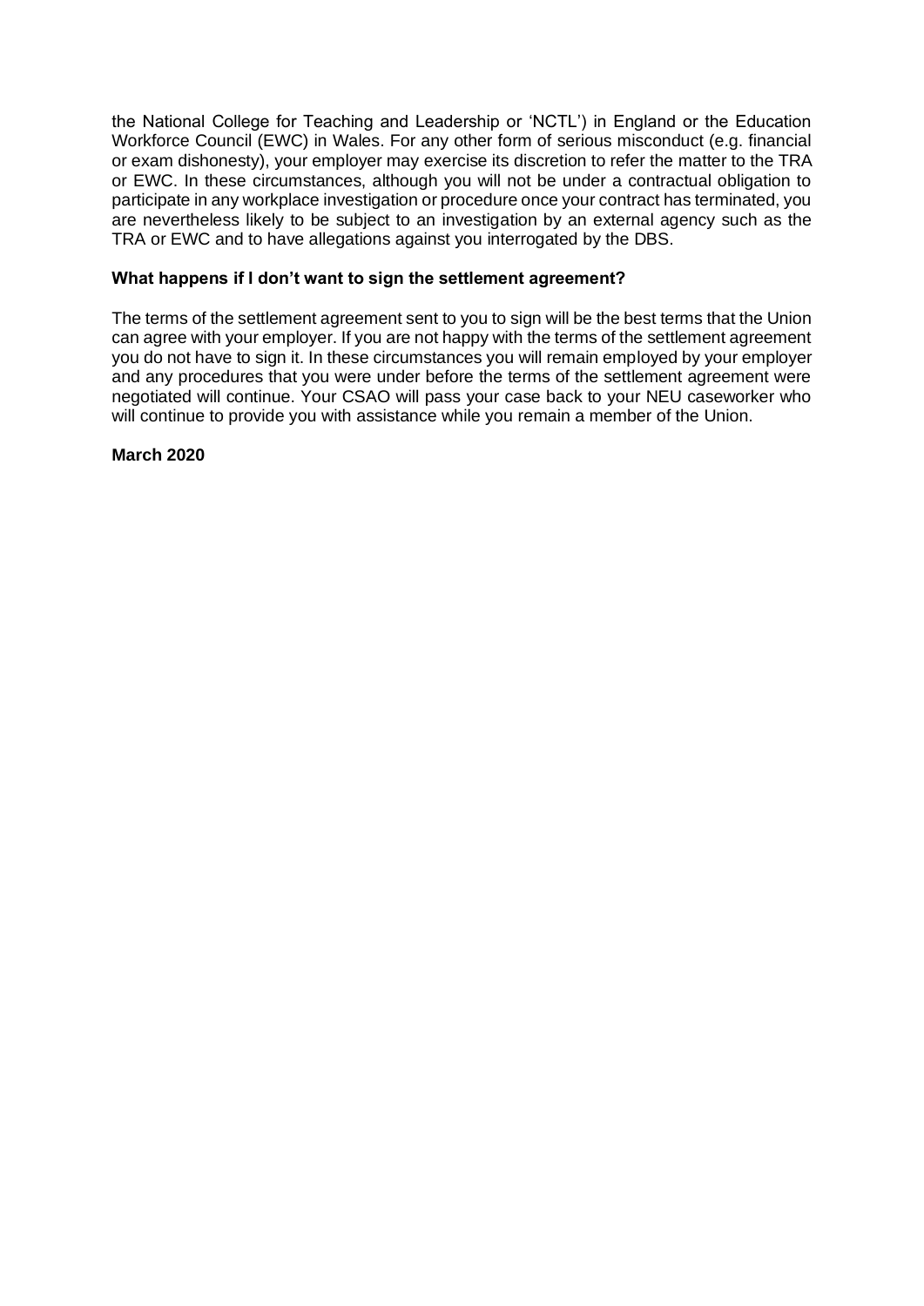the National College for Teaching and Leadership or 'NCTL') in England or the Education Workforce Council (EWC) in Wales. For any other form of serious misconduct (e.g. financial or exam dishonesty), your employer may exercise its discretion to refer the matter to the TRA or EWC. In these circumstances, although you will not be under a contractual obligation to participate in any workplace investigation or procedure once your contract has terminated, you are nevertheless likely to be subject to an investigation by an external agency such as the TRA or EWC and to have allegations against you interrogated by the DBS.

**What happens if I don't want to sign the settlement agreement?**

The terms of the settlement agreement sent to you to sign will be the best terms that the Union can agree with your employer. If you are not happy with the terms of the settlement agreement you do not have to sign it. In these circumstances you will remain employed by your employer and any procedures that you were under before the terms of the settlement agreement were negotiated will continue. Your CSAO will pass your case back to your NEU caseworker who will continue to provide you with assistance while you remain a member of the Union.

**March 2020**